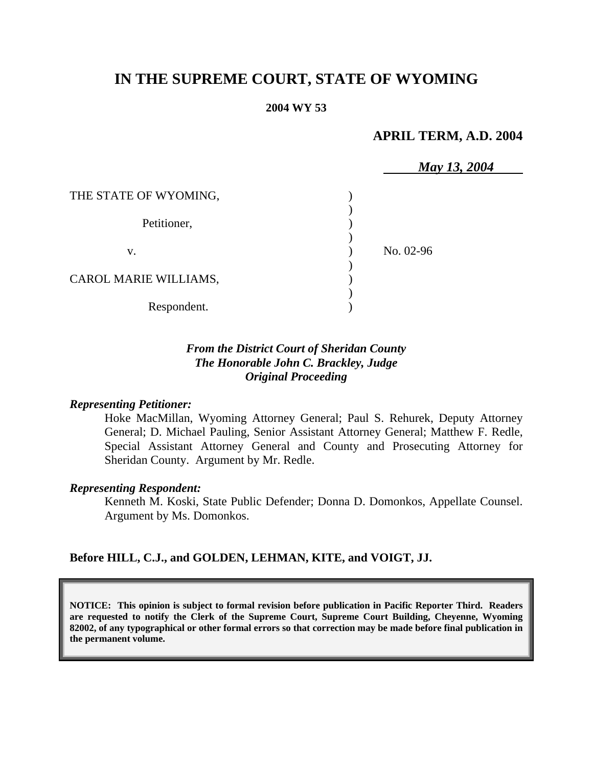# IN THE SUPREME COURT, STATE OF WYOMING

**2004 WY 53**

**APRIL TERM, A.D. 2004**

***May 13, 2004***

| | | |
|---|---|---|
| THE STATE OF WYOMING, | | |
| Petitioner, | | |
| v. | | No. 02-96 |
| CAROL MARIE WILLIAMS, | | |
| Respondent. | | |

***From the District Court of Sheridan County***
***The Honorable John C. Brackley, Judge***
***Original Proceeding***

***Representing Petitioner:***

Hoke MacMillan, Wyoming Attorney General; Paul S. Rehurek, Deputy Attorney General; D. Michael Pauling, Senior Assistant Attorney General; Matthew F. Redle, Special Assistant Attorney General and County and Prosecuting Attorney for Sheridan County. Argument by Mr. Redle.

***Representing Respondent:***

Kenneth M. Koski, State Public Defender; Donna D. Domonkos, Appellate Counsel. Argument by Ms. Domonkos.

**Before HILL, C.J., and GOLDEN, LEHMAN, KITE, and VOIGT, JJ.**

**NOTICE: This opinion is subject to formal revision before publication in Pacific Reporter Third. Readers are requested to notify the Clerk of the Supreme Court, Supreme Court Building, Cheyenne, Wyoming 82002, of any typographical or other formal errors so that correction may be made before final publication in the permanent volume.**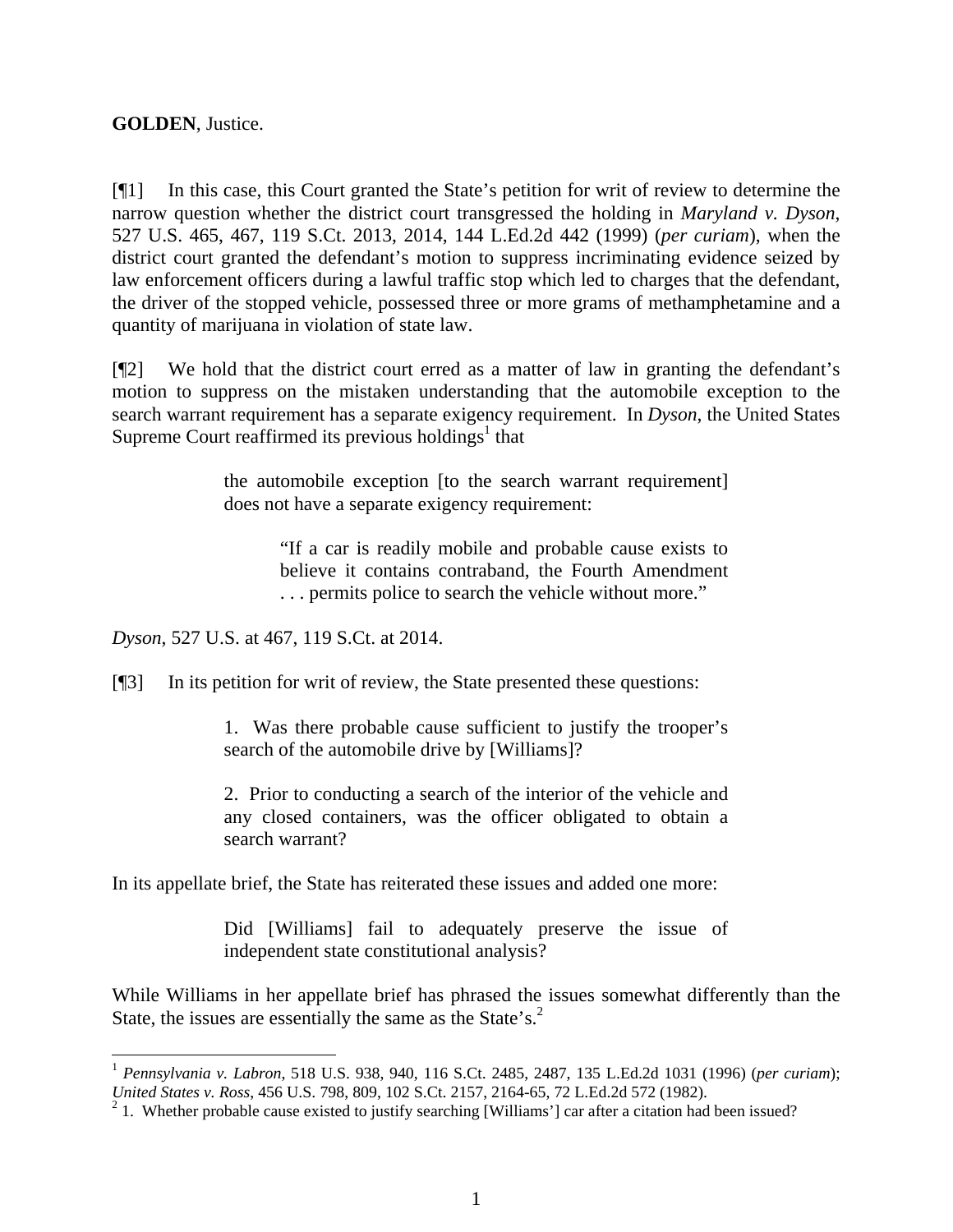**GOLDEN**, Justice.

[¶1] In this case, this Court granted the State's petition for writ of review to determine the narrow question whether the district court transgressed the holding in *Maryland v. Dyson*, 527 U.S. 465, 467, 119 S.Ct. 2013, 2014, 144 L.Ed.2d 442 (1999) (*per curiam*), when the district court granted the defendant's motion to suppress incriminating evidence seized by law enforcement officers during a lawful traffic stop which led to charges that the defendant, the driver of the stopped vehicle, possessed three or more grams of methamphetamine and a quantity of marijuana in violation of state law.

[¶2] We hold that the district court erred as a matter of law in granting the defendant's motion to suppress on the mistaken understanding that the automobile exception to the search warrant requirement has a separate exigency requirement. In *Dyson*, the United States Supreme Court reaffirmed its previous holdings[1] that

> the automobile exception [to the search warrant requirement] does not have a separate exigency requirement:
>
> > "If a car is readily mobile and probable cause exists to believe it contains contraband, the Fourth Amendment . . . permits police to search the vehicle without more."

*Dyson*, 527 U.S. at 467, 119 S.Ct. at 2014.

[¶3] In its petition for writ of review, the State presented these questions:

> 1. Was there probable cause sufficient to justify the trooper's search of the automobile drive by [Williams]?
>
> 2. Prior to conducting a search of the interior of the vehicle and any closed containers, was the officer obligated to obtain a search warrant?

In its appellate brief, the State has reiterated these issues and added one more:

> Did [Williams] fail to adequately preserve the issue of independent state constitutional analysis?

While Williams in her appellate brief has phrased the issues somewhat differently than the State, the issues are essentially the same as the State's.[2]

---

[1] *Pennsylvania v. Labron*, 518 U.S. 938, 940, 116 S.Ct. 2485, 2487, 135 L.Ed.2d 1031 (1996) (*per curiam*); *United States v. Ross*, 456 U.S. 798, 809, 102 S.Ct. 2157, 2164-65, 72 L.Ed.2d 572 (1982).

[2] 1. Whether probable cause existed to justify searching [Williams'] car after a citation had been issued?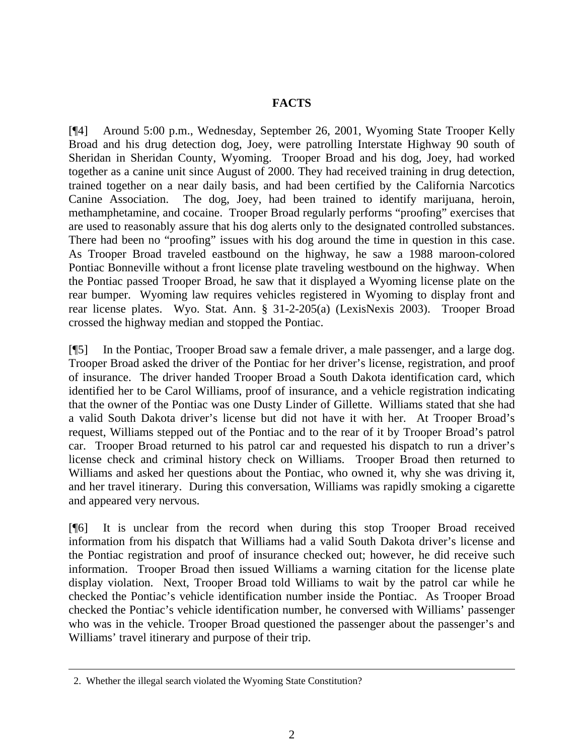## FACTS

[¶4] Around 5:00 p.m., Wednesday, September 26, 2001, Wyoming State Trooper Kelly Broad and his drug detection dog, Joey, were patrolling Interstate Highway 90 south of Sheridan in Sheridan County, Wyoming. Trooper Broad and his dog, Joey, had worked together as a canine unit since August of 2000. They had received training in drug detection, trained together on a near daily basis, and had been certified by the California Narcotics Canine Association. The dog, Joey, had been trained to identify marijuana, heroin, methamphetamine, and cocaine. Trooper Broad regularly performs "proofing" exercises that are used to reasonably assure that his dog alerts only to the designated controlled substances. There had been no "proofing" issues with his dog around the time in question in this case. As Trooper Broad traveled eastbound on the highway, he saw a 1988 maroon-colored Pontiac Bonneville without a front license plate traveling westbound on the highway. When the Pontiac passed Trooper Broad, he saw that it displayed a Wyoming license plate on the rear bumper. Wyoming law requires vehicles registered in Wyoming to display front and rear license plates. Wyo. Stat. Ann. § 31-2-205(a) (LexisNexis 2003). Trooper Broad crossed the highway median and stopped the Pontiac.

[¶5] In the Pontiac, Trooper Broad saw a female driver, a male passenger, and a large dog. Trooper Broad asked the driver of the Pontiac for her driver's license, registration, and proof of insurance. The driver handed Trooper Broad a South Dakota identification card, which identified her to be Carol Williams, proof of insurance, and a vehicle registration indicating that the owner of the Pontiac was one Dusty Linder of Gillette. Williams stated that she had a valid South Dakota driver's license but did not have it with her. At Trooper Broad's request, Williams stepped out of the Pontiac and to the rear of it by Trooper Broad's patrol car. Trooper Broad returned to his patrol car and requested his dispatch to run a driver's license check and criminal history check on Williams. Trooper Broad then returned to Williams and asked her questions about the Pontiac, who owned it, why she was driving it, and her travel itinerary. During this conversation, Williams was rapidly smoking a cigarette and appeared very nervous.

[¶6] It is unclear from the record when during this stop Trooper Broad received information from his dispatch that Williams had a valid South Dakota driver's license and the Pontiac registration and proof of insurance checked out; however, he did receive such information. Trooper Broad then issued Williams a warning citation for the license plate display violation. Next, Trooper Broad told Williams to wait by the patrol car while he checked the Pontiac's vehicle identification number inside the Pontiac. As Trooper Broad checked the Pontiac's vehicle identification number, he conversed with Williams' passenger who was in the vehicle. Trooper Broad questioned the passenger about the passenger's and Williams' travel itinerary and purpose of their trip.

---

2. Whether the illegal search violated the Wyoming State Constitution?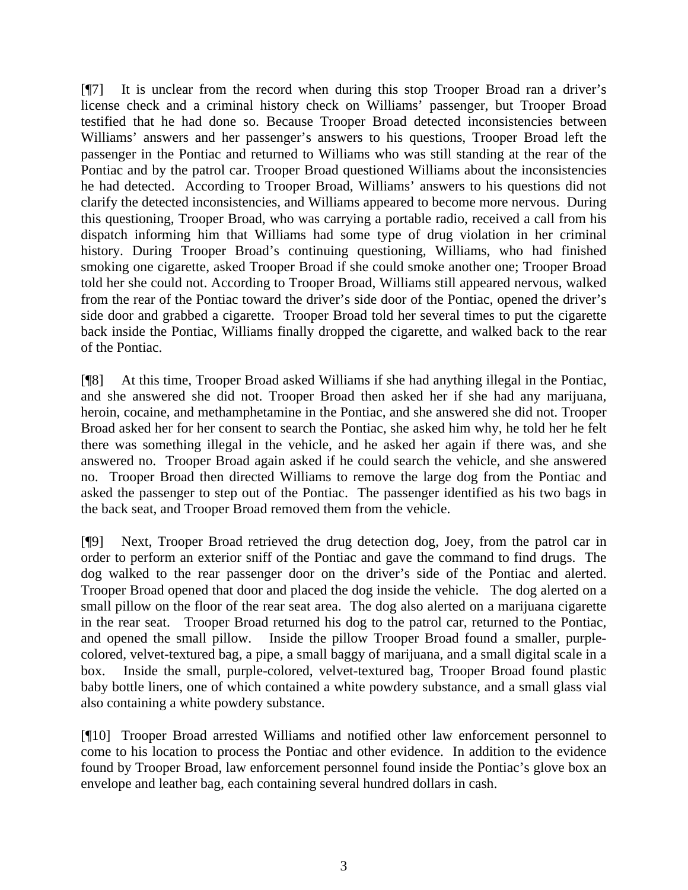[¶7] It is unclear from the record when during this stop Trooper Broad ran a driver's license check and a criminal history check on Williams' passenger, but Trooper Broad testified that he had done so. Because Trooper Broad detected inconsistencies between Williams' answers and her passenger's answers to his questions, Trooper Broad left the passenger in the Pontiac and returned to Williams who was still standing at the rear of the Pontiac and by the patrol car. Trooper Broad questioned Williams about the inconsistencies he had detected. According to Trooper Broad, Williams' answers to his questions did not clarify the detected inconsistencies, and Williams appeared to become more nervous. During this questioning, Trooper Broad, who was carrying a portable radio, received a call from his dispatch informing him that Williams had some type of drug violation in her criminal history. During Trooper Broad's continuing questioning, Williams, who had finished smoking one cigarette, asked Trooper Broad if she could smoke another one; Trooper Broad told her she could not. According to Trooper Broad, Williams still appeared nervous, walked from the rear of the Pontiac toward the driver's side door of the Pontiac, opened the driver's side door and grabbed a cigarette. Trooper Broad told her several times to put the cigarette back inside the Pontiac, Williams finally dropped the cigarette, and walked back to the rear of the Pontiac.

[¶8] At this time, Trooper Broad asked Williams if she had anything illegal in the Pontiac, and she answered she did not. Trooper Broad then asked her if she had any marijuana, heroin, cocaine, and methamphetamine in the Pontiac, and she answered she did not. Trooper Broad asked her for her consent to search the Pontiac, she asked him why, he told her he felt there was something illegal in the vehicle, and he asked her again if there was, and she answered no. Trooper Broad again asked if he could search the vehicle, and she answered no. Trooper Broad then directed Williams to remove the large dog from the Pontiac and asked the passenger to step out of the Pontiac. The passenger identified as his two bags in the back seat, and Trooper Broad removed them from the vehicle.

[¶9] Next, Trooper Broad retrieved the drug detection dog, Joey, from the patrol car in order to perform an exterior sniff of the Pontiac and gave the command to find drugs. The dog walked to the rear passenger door on the driver's side of the Pontiac and alerted. Trooper Broad opened that door and placed the dog inside the vehicle. The dog alerted on a small pillow on the floor of the rear seat area. The dog also alerted on a marijuana cigarette in the rear seat. Trooper Broad returned his dog to the patrol car, returned to the Pontiac, and opened the small pillow. Inside the pillow Trooper Broad found a smaller, purple-colored, velvet-textured bag, a pipe, a small baggy of marijuana, and a small digital scale in a box. Inside the small, purple-colored, velvet-textured bag, Trooper Broad found plastic baby bottle liners, one of which contained a white powdery substance, and a small glass vial also containing a white powdery substance.

[¶10] Trooper Broad arrested Williams and notified other law enforcement personnel to come to his location to process the Pontiac and other evidence. In addition to the evidence found by Trooper Broad, law enforcement personnel found inside the Pontiac's glove box an envelope and leather bag, each containing several hundred dollars in cash.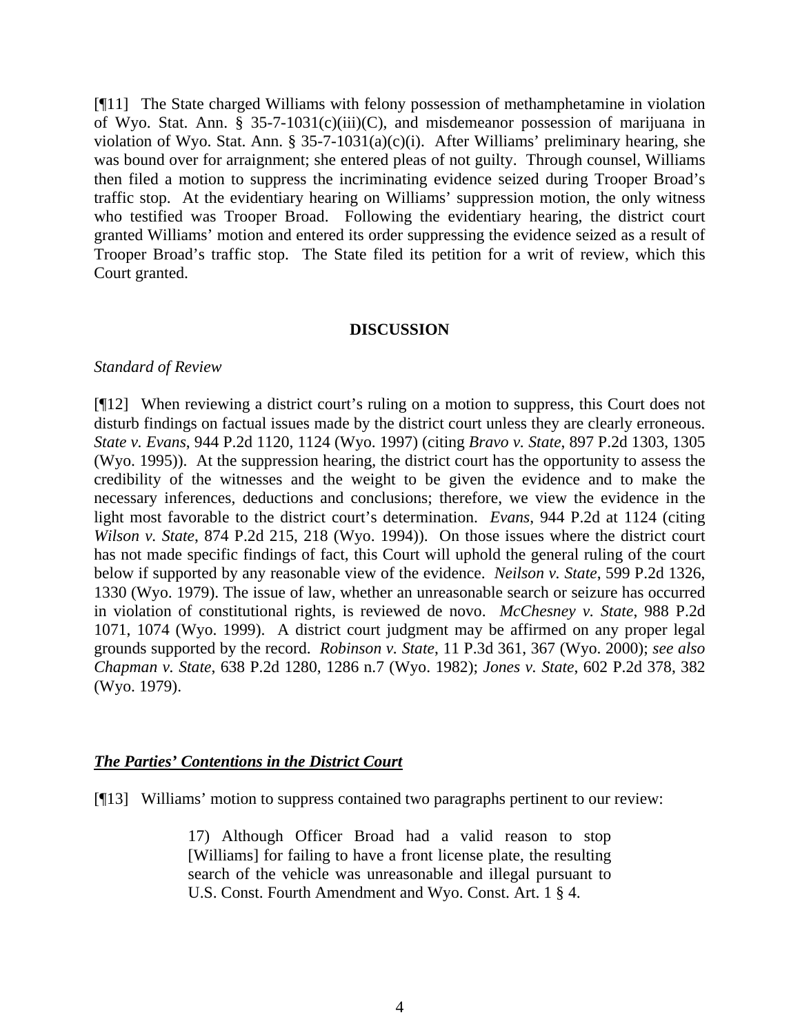[¶11] The State charged Williams with felony possession of methamphetamine in violation of Wyo. Stat. Ann. § 35-7-1031(c)(iii)(C), and misdemeanor possession of marijuana in violation of Wyo. Stat. Ann. § 35-7-1031(a)(c)(i). After Williams' preliminary hearing, she was bound over for arraignment; she entered pleas of not guilty. Through counsel, Williams then filed a motion to suppress the incriminating evidence seized during Trooper Broad's traffic stop. At the evidentiary hearing on Williams' suppression motion, the only witness who testified was Trooper Broad. Following the evidentiary hearing, the district court granted Williams' motion and entered its order suppressing the evidence seized as a result of Trooper Broad's traffic stop. The State filed its petition for a writ of review, which this Court granted.

## DISCUSSION

*Standard of Review*

[¶12] When reviewing a district court's ruling on a motion to suppress, this Court does not disturb findings on factual issues made by the district court unless they are clearly erroneous. *State v. Evans*, 944 P.2d 1120, 1124 (Wyo. 1997) (citing *Bravo v. State*, 897 P.2d 1303, 1305 (Wyo. 1995)). At the suppression hearing, the district court has the opportunity to assess the credibility of the witnesses and the weight to be given the evidence and to make the necessary inferences, deductions and conclusions; therefore, we view the evidence in the light most favorable to the district court's determination. *Evans*, 944 P.2d at 1124 (citing *Wilson v. State*, 874 P.2d 215, 218 (Wyo. 1994)). On those issues where the district court has not made specific findings of fact, this Court will uphold the general ruling of the court below if supported by any reasonable view of the evidence. *Neilson v. State*, 599 P.2d 1326, 1330 (Wyo. 1979). The issue of law, whether an unreasonable search or seizure has occurred in violation of constitutional rights, is reviewed de novo. *McChesney v. State*, 988 P.2d 1071, 1074 (Wyo. 1999). A district court judgment may be affirmed on any proper legal grounds supported by the record. *Robinson v. State*, 11 P.3d 361, 367 (Wyo. 2000); *see also Chapman v. State*, 638 P.2d 1280, 1286 n.7 (Wyo. 1982); *Jones v. State*, 602 P.2d 378, 382 (Wyo. 1979).

***The Parties' Contentions in the District Court***

[¶13] Williams' motion to suppress contained two paragraphs pertinent to our review:

> 17) Although Officer Broad had a valid reason to stop [Williams] for failing to have a front license plate, the resulting search of the vehicle was unreasonable and illegal pursuant to U.S. Const. Fourth Amendment and Wyo. Const. Art. 1 § 4.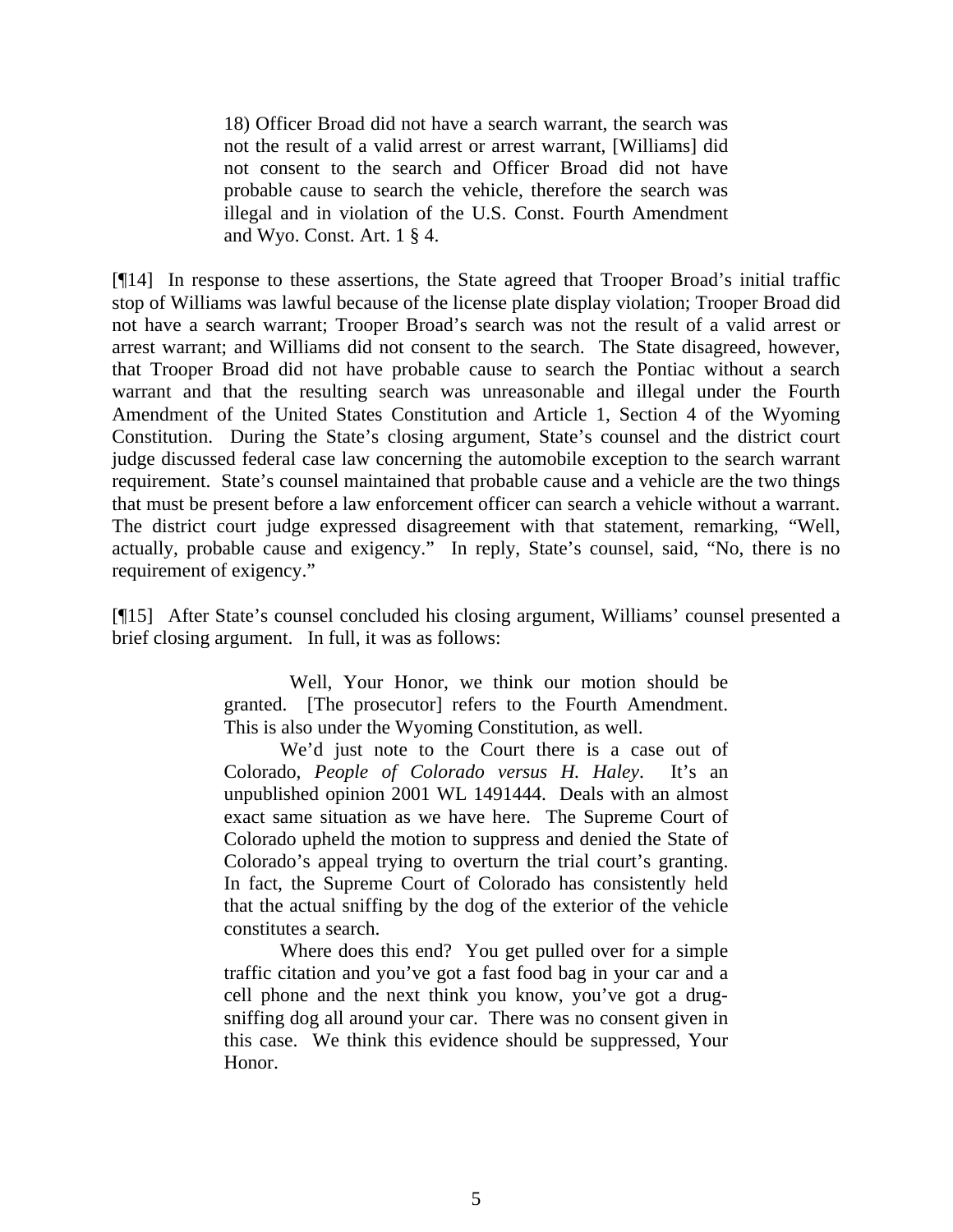> 18) Officer Broad did not have a search warrant, the search was not the result of a valid arrest or arrest warrant, [Williams] did not consent to the search and Officer Broad did not have probable cause to search the vehicle, therefore the search was illegal and in violation of the U.S. Const. Fourth Amendment and Wyo. Const. Art. 1 § 4.

[¶14] In response to these assertions, the State agreed that Trooper Broad's initial traffic stop of Williams was lawful because of the license plate display violation; Trooper Broad did not have a search warrant; Trooper Broad's search was not the result of a valid arrest or arrest warrant; and Williams did not consent to the search. The State disagreed, however, that Trooper Broad did not have probable cause to search the Pontiac without a search warrant and that the resulting search was unreasonable and illegal under the Fourth Amendment of the United States Constitution and Article 1, Section 4 of the Wyoming Constitution. During the State's closing argument, State's counsel and the district court judge discussed federal case law concerning the automobile exception to the search warrant requirement. State's counsel maintained that probable cause and a vehicle are the two things that must be present before a law enforcement officer can search a vehicle without a warrant. The district court judge expressed disagreement with that statement, remarking, "Well, actually, probable cause and exigency." In reply, State's counsel, said, "No, there is no requirement of exigency."

[¶15] After State's counsel concluded his closing argument, Williams' counsel presented a brief closing argument. In full, it was as follows:

> Well, Your Honor, we think our motion should be granted. [The prosecutor] refers to the Fourth Amendment. This is also under the Wyoming Constitution, as well.
>
> We'd just note to the Court there is a case out of Colorado, *People of Colorado versus H. Haley*. It's an unpublished opinion 2001 WL 1491444. Deals with an almost exact same situation as we have here. The Supreme Court of Colorado upheld the motion to suppress and denied the State of Colorado's appeal trying to overturn the trial court's granting. In fact, the Supreme Court of Colorado has consistently held that the actual sniffing by the dog of the exterior of the vehicle constitutes a search.
>
> Where does this end? You get pulled over for a simple traffic citation and you've got a fast food bag in your car and a cell phone and the next think you know, you've got a drug-sniffing dog all around your car. There was no consent given in this case. We think this evidence should be suppressed, Your Honor.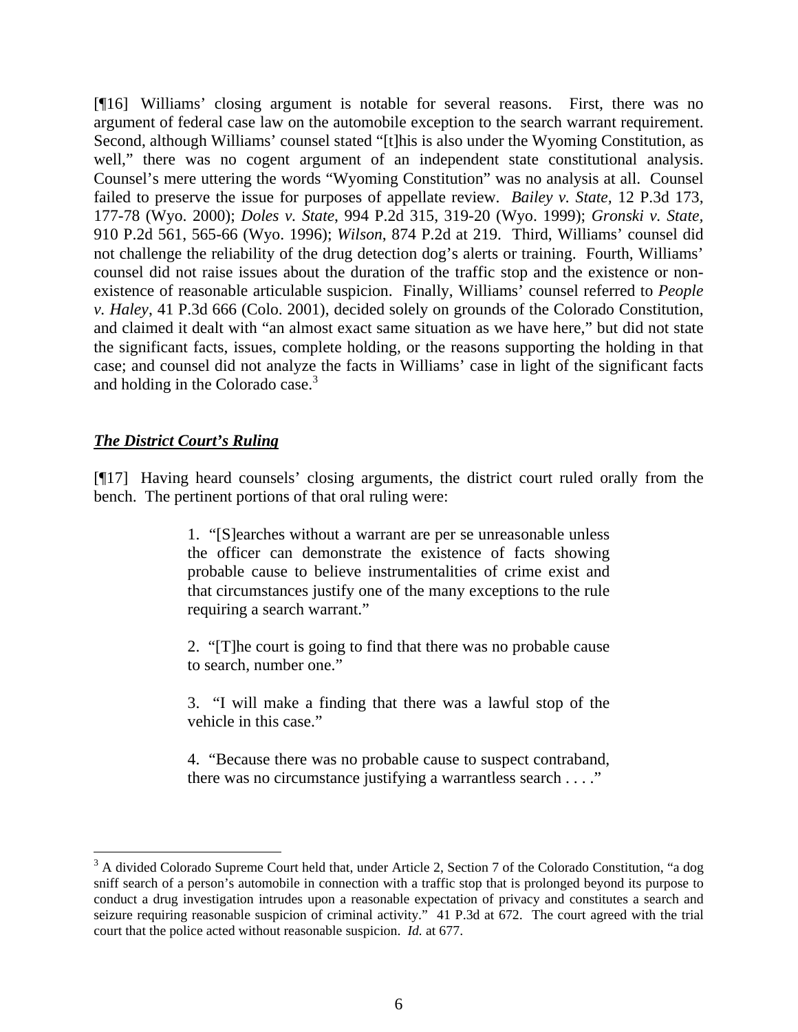[¶16] Williams' closing argument is notable for several reasons. First, there was no argument of federal case law on the automobile exception to the search warrant requirement. Second, although Williams' counsel stated "[t]his is also under the Wyoming Constitution, as well," there was no cogent argument of an independent state constitutional analysis. Counsel's mere uttering the words "Wyoming Constitution" was no analysis at all. Counsel failed to preserve the issue for purposes of appellate review. *Bailey v. State*, 12 P.3d 173, 177-78 (Wyo. 2000); *Doles v. State*, 994 P.2d 315, 319-20 (Wyo. 1999); *Gronski v. State*, 910 P.2d 561, 565-66 (Wyo. 1996); *Wilson*, 874 P.2d at 219. Third, Williams' counsel did not challenge the reliability of the drug detection dog's alerts or training. Fourth, Williams' counsel did not raise issues about the duration of the traffic stop and the existence or non-existence of reasonable articulable suspicion. Finally, Williams' counsel referred to *People v. Haley*, 41 P.3d 666 (Colo. 2001), decided solely on grounds of the Colorado Constitution, and claimed it dealt with "an almost exact same situation as we have here," but did not state the significant facts, issues, complete holding, or the reasons supporting the holding in that case; and counsel did not analyze the facts in Williams' case in light of the significant facts and holding in the Colorado case.[3]

***The District Court's Ruling***

[¶17] Having heard counsels' closing arguments, the district court ruled orally from the bench. The pertinent portions of that oral ruling were:

> 1. "[S]earches without a warrant are per se unreasonable unless the officer can demonstrate the existence of facts showing probable cause to believe instrumentalities of crime exist and that circumstances justify one of the many exceptions to the rule requiring a search warrant."
>
> 2. "[T]he court is going to find that there was no probable cause to search, number one."
>
> 3. "I will make a finding that there was a lawful stop of the vehicle in this case."
>
> 4. "Because there was no probable cause to suspect contraband, there was no circumstance justifying a warrantless search . . . ."

---

[3] A divided Colorado Supreme Court held that, under Article 2, Section 7 of the Colorado Constitution, "a dog sniff search of a person's automobile in connection with a traffic stop that is prolonged beyond its purpose to conduct a drug investigation intrudes upon a reasonable expectation of privacy and constitutes a search and seizure requiring reasonable suspicion of criminal activity." 41 P.3d at 672. The court agreed with the trial court that the police acted without reasonable suspicion. *Id.* at 677.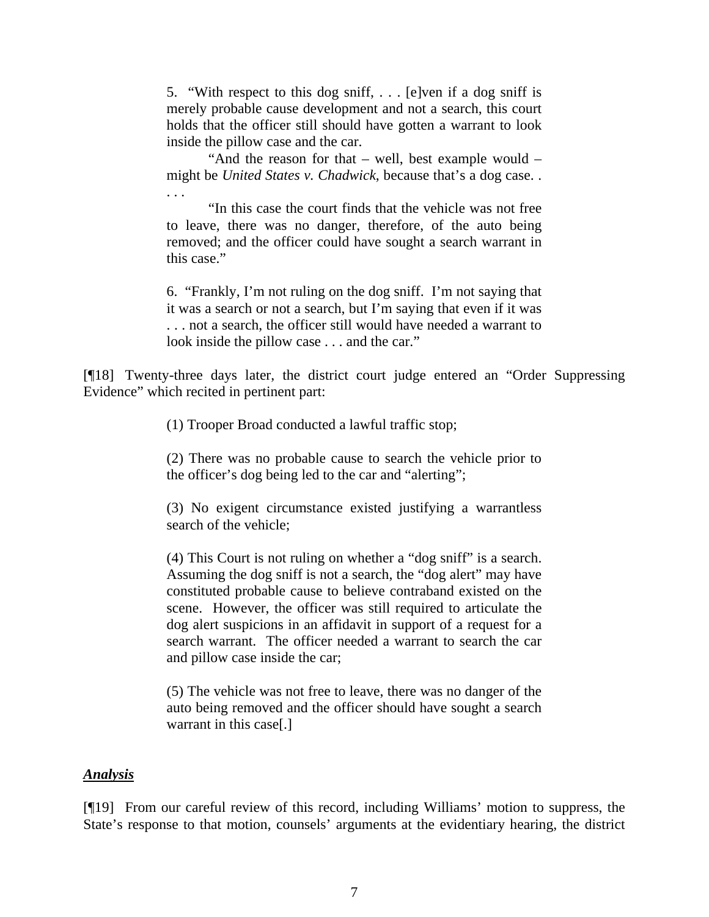> 5. "With respect to this dog sniff, . . . [e]ven if a dog sniff is merely probable cause development and not a search, this court holds that the officer still should have gotten a warrant to look inside the pillow case and the car.
>
> "And the reason for that – well, best example would – might be *United States v. Chadwick*, because that's a dog case. . . . .
>
> "In this case the court finds that the vehicle was not free to leave, there was no danger, therefore, of the auto being removed; and the officer could have sought a search warrant in this case."
>
> 6. "Frankly, I'm not ruling on the dog sniff. I'm not saying that it was a search or not a search, but I'm saying that even if it was . . . not a search, the officer still would have needed a warrant to look inside the pillow case . . . and the car."

[¶18] Twenty-three days later, the district court judge entered an "Order Suppressing Evidence" which recited in pertinent part:

> (1) Trooper Broad conducted a lawful traffic stop;
>
> (2) There was no probable cause to search the vehicle prior to the officer's dog being led to the car and "alerting";
>
> (3) No exigent circumstance existed justifying a warrantless search of the vehicle;
>
> (4) This Court is not ruling on whether a "dog sniff" is a search. Assuming the dog sniff is not a search, the "dog alert" may have constituted probable cause to believe contraband existed on the scene. However, the officer was still required to articulate the dog alert suspicions in an affidavit in support of a request for a search warrant. The officer needed a warrant to search the car and pillow case inside the car;
>
> (5) The vehicle was not free to leave, there was no danger of the auto being removed and the officer should have sought a search warrant in this case[.]

### ***Analysis***

[¶19] From our careful review of this record, including Williams' motion to suppress, the State's response to that motion, counsels' arguments at the evidentiary hearing, the district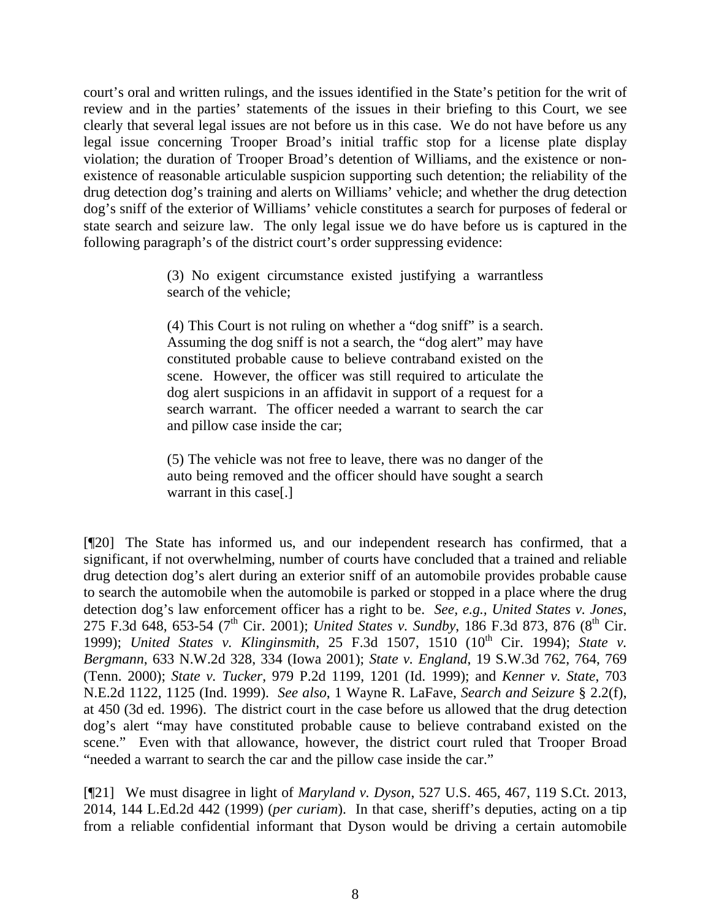court's oral and written rulings, and the issues identified in the State's petition for the writ of review and in the parties' statements of the issues in their briefing to this Court, we see clearly that several legal issues are not before us in this case. We do not have before us any legal issue concerning Trooper Broad's initial traffic stop for a license plate display violation; the duration of Trooper Broad's detention of Williams, and the existence or non-existence of reasonable articulable suspicion supporting such detention; the reliability of the drug detection dog's training and alerts on Williams' vehicle; and whether the drug detection dog's sniff of the exterior of Williams' vehicle constitutes a search for purposes of federal or state search and seizure law. The only legal issue we do have before us is captured in the following paragraph's of the district court's order suppressing evidence:

> (3) No exigent circumstance existed justifying a warrantless search of the vehicle;
>
> (4) This Court is not ruling on whether a "dog sniff" is a search. Assuming the dog sniff is not a search, the "dog alert" may have constituted probable cause to believe contraband existed on the scene. However, the officer was still required to articulate the dog alert suspicions in an affidavit in support of a request for a search warrant. The officer needed a warrant to search the car and pillow case inside the car;
>
> (5) The vehicle was not free to leave, there was no danger of the auto being removed and the officer should have sought a search warrant in this case[.]

[¶20] The State has informed us, and our independent research has confirmed, that a significant, if not overwhelming, number of courts have concluded that a trained and reliable drug detection dog's alert during an exterior sniff of an automobile provides probable cause to search the automobile when the automobile is parked or stopped in a place where the drug detection dog's law enforcement officer has a right to be. *See, e.g., United States v. Jones*, 275 F.3d 648, 653-54 (7th Cir. 2001); *United States v. Sundby*, 186 F.3d 873, 876 (8th Cir. 1999); *United States v. Klinginsmith*, 25 F.3d 1507, 1510 (10th Cir. 1994); *State v. Bergmann*, 633 N.W.2d 328, 334 (Iowa 2001); *State v. England*, 19 S.W.3d 762, 764, 769 (Tenn. 2000); *State v. Tucker*, 979 P.2d 1199, 1201 (Id. 1999); and *Kenner v. State*, 703 N.E.2d 1122, 1125 (Ind. 1999). *See also*, 1 Wayne R. LaFave, *Search and Seizure* § 2.2(f), at 450 (3d ed. 1996). The district court in the case before us allowed that the drug detection dog's alert "may have constituted probable cause to believe contraband existed on the scene." Even with that allowance, however, the district court ruled that Trooper Broad "needed a warrant to search the car and the pillow case inside the car."

[¶21] We must disagree in light of *Maryland v. Dyson*, 527 U.S. 465, 467, 119 S.Ct. 2013, 2014, 144 L.Ed.2d 442 (1999) (*per curiam*). In that case, sheriff's deputies, acting on a tip from a reliable confidential informant that Dyson would be driving a certain automobile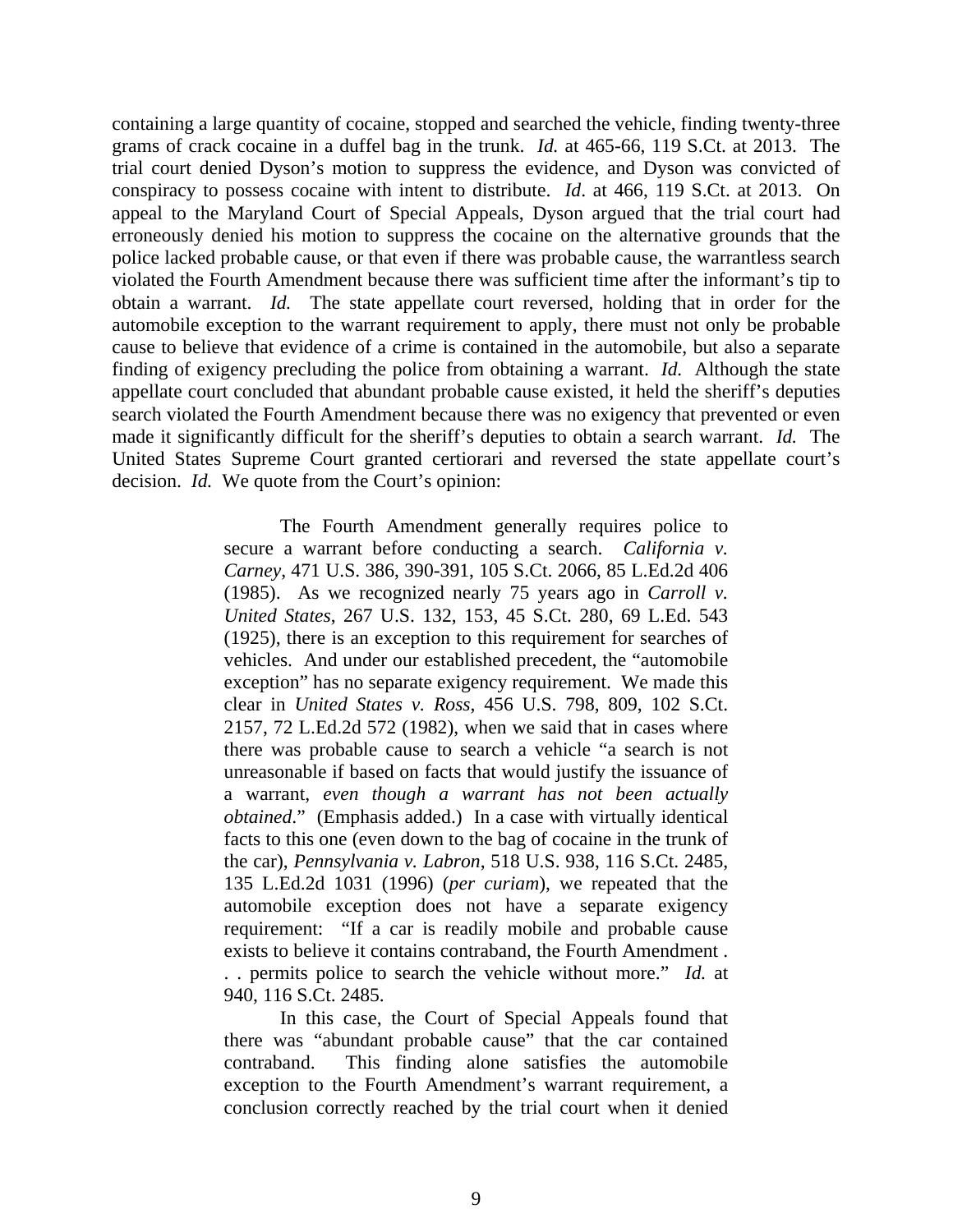containing a large quantity of cocaine, stopped and searched the vehicle, finding twenty-three grams of crack cocaine in a duffel bag in the trunk. *Id.* at 465-66, 119 S.Ct. at 2013. The trial court denied Dyson's motion to suppress the evidence, and Dyson was convicted of conspiracy to possess cocaine with intent to distribute. *Id*. at 466, 119 S.Ct. at 2013. On appeal to the Maryland Court of Special Appeals, Dyson argued that the trial court had erroneously denied his motion to suppress the cocaine on the alternative grounds that the police lacked probable cause, or that even if there was probable cause, the warrantless search violated the Fourth Amendment because there was sufficient time after the informant's tip to obtain a warrant. *Id.* The state appellate court reversed, holding that in order for the automobile exception to the warrant requirement to apply, there must not only be probable cause to believe that evidence of a crime is contained in the automobile, but also a separate finding of exigency precluding the police from obtaining a warrant. *Id.* Although the state appellate court concluded that abundant probable cause existed, it held the sheriff's deputies search violated the Fourth Amendment because there was no exigency that prevented or even made it significantly difficult for the sheriff's deputies to obtain a search warrant. *Id.* The United States Supreme Court granted certiorari and reversed the state appellate court's decision. *Id.* We quote from the Court's opinion:

> The Fourth Amendment generally requires police to secure a warrant before conducting a search. *California v. Carney*, 471 U.S. 386, 390-391, 105 S.Ct. 2066, 85 L.Ed.2d 406 (1985). As we recognized nearly 75 years ago in *Carroll v. United States*, 267 U.S. 132, 153, 45 S.Ct. 280, 69 L.Ed. 543 (1925), there is an exception to this requirement for searches of vehicles. And under our established precedent, the "automobile exception" has no separate exigency requirement. We made this clear in *United States v. Ross*, 456 U.S. 798, 809, 102 S.Ct. 2157, 72 L.Ed.2d 572 (1982), when we said that in cases where there was probable cause to search a vehicle "a search is not unreasonable if based on facts that would justify the issuance of a warrant, *even though a warrant has not been actually obtained*." (Emphasis added.) In a case with virtually identical facts to this one (even down to the bag of cocaine in the trunk of the car), *Pennsylvania v. Labron*, 518 U.S. 938, 116 S.Ct. 2485, 135 L.Ed.2d 1031 (1996) (*per curiam*), we repeated that the automobile exception does not have a separate exigency requirement: "If a car is readily mobile and probable cause exists to believe it contains contraband, the Fourth Amendment . . . permits police to search the vehicle without more." *Id.* at 940, 116 S.Ct. 2485.
>
> In this case, the Court of Special Appeals found that there was "abundant probable cause" that the car contained contraband. This finding alone satisfies the automobile exception to the Fourth Amendment's warrant requirement, a conclusion correctly reached by the trial court when it denied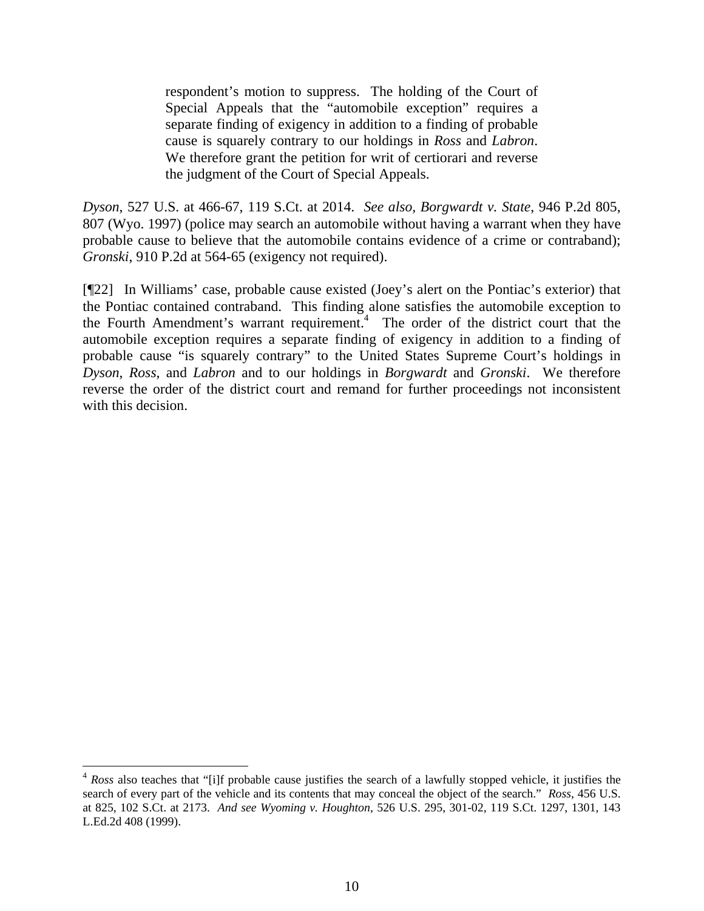> respondent's motion to suppress. The holding of the Court of Special Appeals that the "automobile exception" requires a separate finding of exigency in addition to a finding of probable cause is squarely contrary to our holdings in *Ross* and *Labron*. We therefore grant the petition for writ of certiorari and reverse the judgment of the Court of Special Appeals.

*Dyson*, 527 U.S. at 466-67, 119 S.Ct. at 2014. *See also, Borgwardt v. State*, 946 P.2d 805, 807 (Wyo. 1997) (police may search an automobile without having a warrant when they have probable cause to believe that the automobile contains evidence of a crime or contraband); *Gronski*, 910 P.2d at 564-65 (exigency not required).

[¶22] In Williams' case, probable cause existed (Joey's alert on the Pontiac's exterior) that the Pontiac contained contraband. This finding alone satisfies the automobile exception to the Fourth Amendment's warrant requirement.[4] The order of the district court that the automobile exception requires a separate finding of exigency in addition to a finding of probable cause "is squarely contrary" to the United States Supreme Court's holdings in *Dyson*, *Ross*, and *Labron* and to our holdings in *Borgwardt* and *Gronski*. We therefore reverse the order of the district court and remand for further proceedings not inconsistent with this decision.

---

[4] *Ross* also teaches that "[i]f probable cause justifies the search of a lawfully stopped vehicle, it justifies the search of every part of the vehicle and its contents that may conceal the object of the search." *Ross*, 456 U.S. at 825, 102 S.Ct. at 2173. *And see Wyoming v. Houghton*, 526 U.S. 295, 301-02, 119 S.Ct. 1297, 1301, 143 L.Ed.2d 408 (1999).